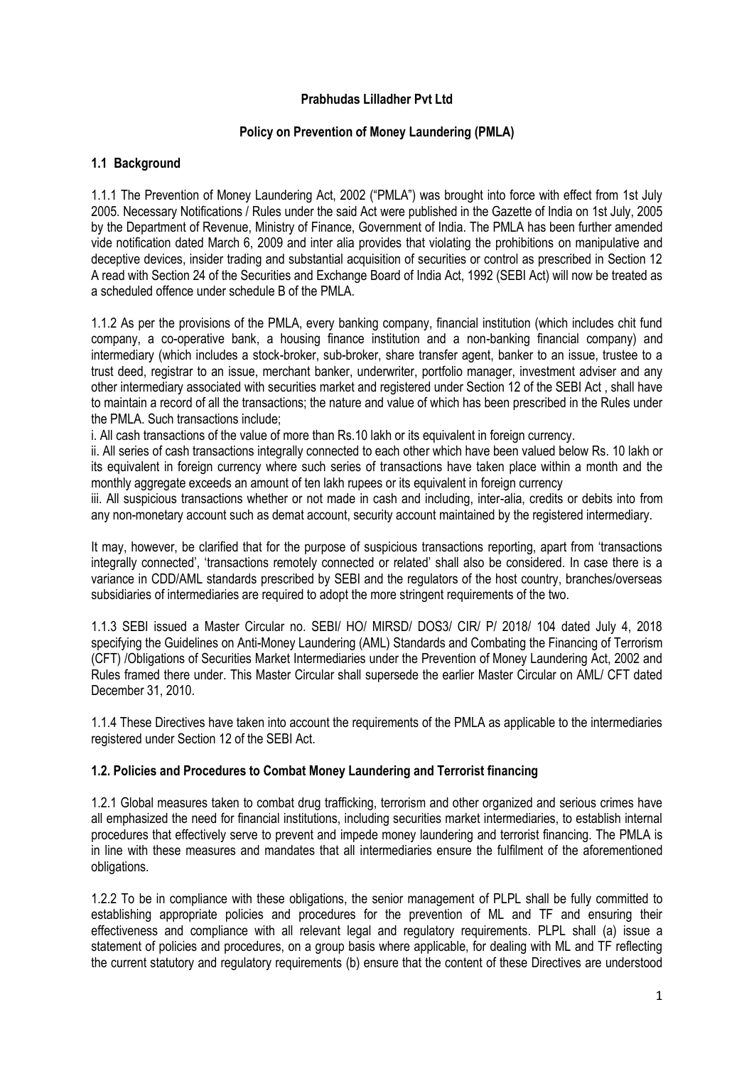**Prabhudas Lilladher Pvt Ltd**

**Policy on Prevention of Money Laundering (PMLA)**

## 1.1 Background

1.1.1 The Prevention of Money Laundering Act, 2002 ("PMLA") was brought into force with effect from 1st July 2005. Necessary Notifications / Rules under the said Act were published in the Gazette of India on 1st July, 2005 by the Department of Revenue, Ministry of Finance, Government of India. The PMLA has been further amended vide notification dated March 6, 2009 and inter alia provides that violating the prohibitions on manipulative and deceptive devices, insider trading and substantial acquisition of securities or control as prescribed in Section 12 A read with Section 24 of the Securities and Exchange Board of India Act, 1992 (SEBI Act) will now be treated as a scheduled offence under schedule B of the PMLA.

1.1.2 As per the provisions of the PMLA, every banking company, financial institution (which includes chit fund company, a co-operative bank, a housing finance institution and a non-banking financial company) and intermediary (which includes a stock-broker, sub-broker, share transfer agent, banker to an issue, trustee to a trust deed, registrar to an issue, merchant banker, underwriter, portfolio manager, investment adviser and any other intermediary associated with securities market and registered under Section 12 of the SEBI Act , shall have to maintain a record of all the transactions; the nature and value of which has been prescribed in the Rules under the PMLA. Such transactions include;

i. All cash transactions of the value of more than Rs.10 lakh or its equivalent in foreign currency.

ii. All series of cash transactions integrally connected to each other which have been valued below Rs. 10 lakh or its equivalent in foreign currency where such series of transactions have taken place within a month and the monthly aggregate exceeds an amount of ten lakh rupees or its equivalent in foreign currency

iii. All suspicious transactions whether or not made in cash and including, inter-alia, credits or debits into from any non-monetary account such as demat account, security account maintained by the registered intermediary.

It may, however, be clarified that for the purpose of suspicious transactions reporting, apart from 'transactions integrally connected', 'transactions remotely connected or related' shall also be considered. In case there is a variance in CDD/AML standards prescribed by SEBI and the regulators of the host country, branches/overseas subsidiaries of intermediaries are required to adopt the more stringent requirements of the two.

1.1.3 SEBI issued a Master Circular no. SEBI/ HO/ MIRSD/ DOS3/ CIR/ P/ 2018/ 104 dated July 4, 2018 specifying the Guidelines on Anti-Money Laundering (AML) Standards and Combating the Financing of Terrorism (CFT) /Obligations of Securities Market Intermediaries under the Prevention of Money Laundering Act, 2002 and Rules framed there under. This Master Circular shall supersede the earlier Master Circular on AML/ CFT dated December 31, 2010.

1.1.4 These Directives have taken into account the requirements of the PMLA as applicable to the intermediaries registered under Section 12 of the SEBI Act.

## 1.2. Policies and Procedures to Combat Money Laundering and Terrorist financing

1.2.1 Global measures taken to combat drug trafficking, terrorism and other organized and serious crimes have all emphasized the need for financial institutions, including securities market intermediaries, to establish internal procedures that effectively serve to prevent and impede money laundering and terrorist financing. The PMLA is in line with these measures and mandates that all intermediaries ensure the fulfilment of the aforementioned obligations.

1.2.2 To be in compliance with these obligations, the senior management of PLPL shall be fully committed to establishing appropriate policies and procedures for the prevention of ML and TF and ensuring their effectiveness and compliance with all relevant legal and regulatory requirements. PLPL shall (a) issue a statement of policies and procedures, on a group basis where applicable, for dealing with ML and TF reflecting the current statutory and regulatory requirements (b) ensure that the content of these Directives are understood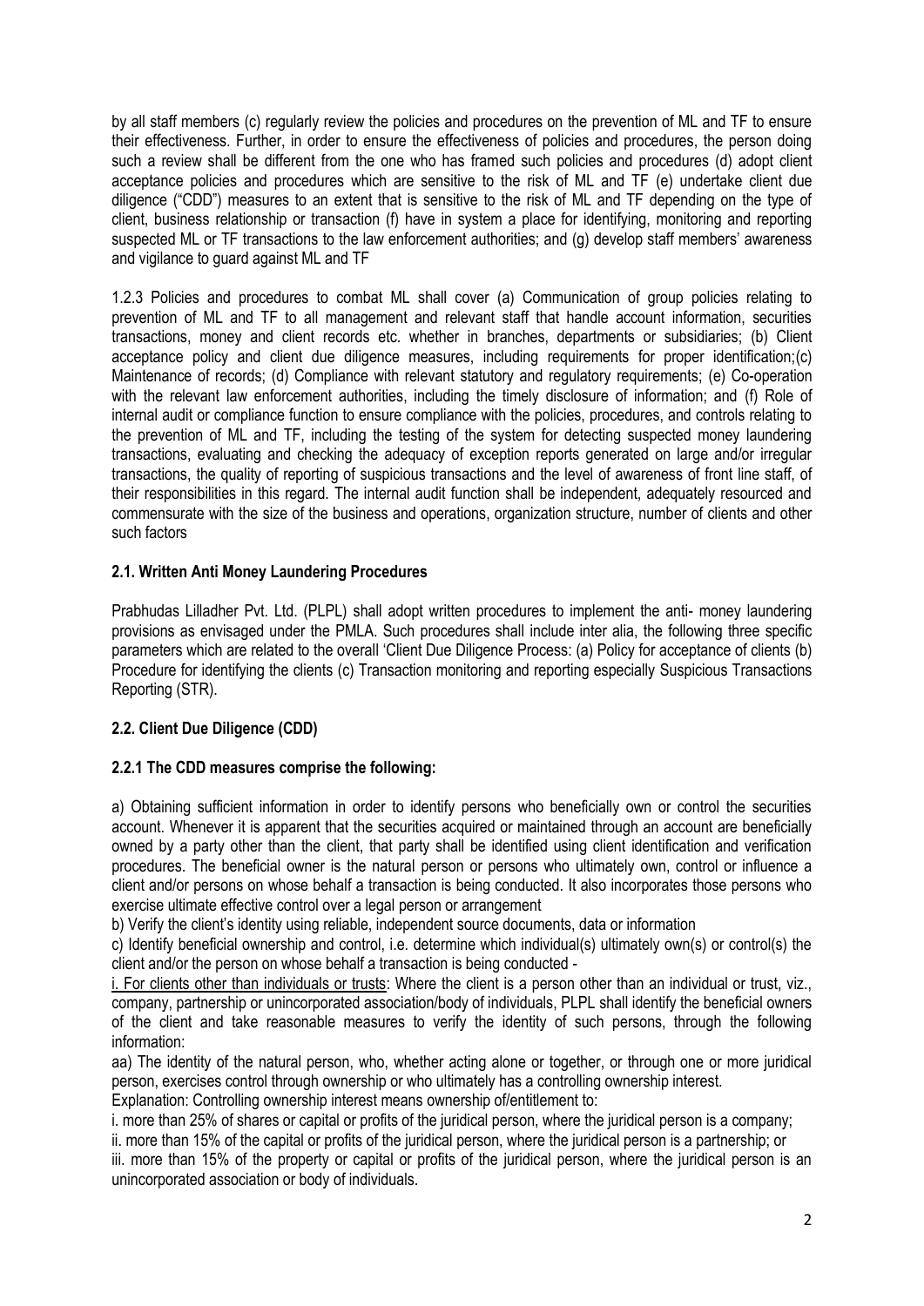by all staff members (c) regularly review the policies and procedures on the prevention of ML and TF to ensure their effectiveness. Further, in order to ensure the effectiveness of policies and procedures, the person doing such a review shall be different from the one who has framed such policies and procedures (d) adopt client acceptance policies and procedures which are sensitive to the risk of ML and TF (e) undertake client due diligence ("CDD") measures to an extent that is sensitive to the risk of ML and TF depending on the type of client, business relationship or transaction (f) have in system a place for identifying, monitoring and reporting suspected ML or TF transactions to the law enforcement authorities; and (g) develop staff members' awareness and vigilance to guard against ML and TF

1.2.3 Policies and procedures to combat ML shall cover (a) Communication of group policies relating to prevention of ML and TF to all management and relevant staff that handle account information, securities transactions, money and client records etc. whether in branches, departments or subsidiaries; (b) Client acceptance policy and client due diligence measures, including requirements for proper identification;(c) Maintenance of records; (d) Compliance with relevant statutory and regulatory requirements; (e) Co-operation with the relevant law enforcement authorities, including the timely disclosure of information; and (f) Role of internal audit or compliance function to ensure compliance with the policies, procedures, and controls relating to the prevention of ML and TF, including the testing of the system for detecting suspected money laundering transactions, evaluating and checking the adequacy of exception reports generated on large and/or irregular transactions, the quality of reporting of suspicious transactions and the level of awareness of front line staff, of their responsibilities in this regard. The internal audit function shall be independent, adequately resourced and commensurate with the size of the business and operations, organization structure, number of clients and other such factors

### 2.1. Written Anti Money Laundering Procedures

Prabhudas Lilladher Pvt. Ltd. (PLPL) shall adopt written procedures to implement the anti- money laundering provisions as envisaged under the PMLA. Such procedures shall include inter alia, the following three specific parameters which are related to the overall 'Client Due Diligence Process: (a) Policy for acceptance of clients (b) Procedure for identifying the clients (c) Transaction monitoring and reporting especially Suspicious Transactions Reporting (STR).

### 2.2. Client Due Diligence (CDD)

#### 2.2.1 The CDD measures comprise the following:

a) Obtaining sufficient information in order to identify persons who beneficially own or control the securities account. Whenever it is apparent that the securities acquired or maintained through an account are beneficially owned by a party other than the client, that party shall be identified using client identification and verification procedures. The beneficial owner is the natural person or persons who ultimately own, control or influence a client and/or persons on whose behalf a transaction is being conducted. It also incorporates those persons who exercise ultimate effective control over a legal person or arrangement

b) Verify the client's identity using reliable, independent source documents, data or information

c) Identify beneficial ownership and control, i.e. determine which individual(s) ultimately own(s) or control(s) the client and/or the person on whose behalf a transaction is being conducted -

i. For clients other than individuals or trusts: Where the client is a person other than an individual or trust, viz., company, partnership or unincorporated association/body of individuals, PLPL shall identify the beneficial owners of the client and take reasonable measures to verify the identity of such persons, through the following information:

aa) The identity of the natural person, who, whether acting alone or together, or through one or more juridical person, exercises control through ownership or who ultimately has a controlling ownership interest.

Explanation: Controlling ownership interest means ownership of/entitlement to:

i. more than 25% of shares or capital or profits of the juridical person, where the juridical person is a company;

ii. more than 15% of the capital or profits of the juridical person, where the juridical person is a partnership; or

iii. more than 15% of the property or capital or profits of the juridical person, where the juridical person is an unincorporated association or body of individuals.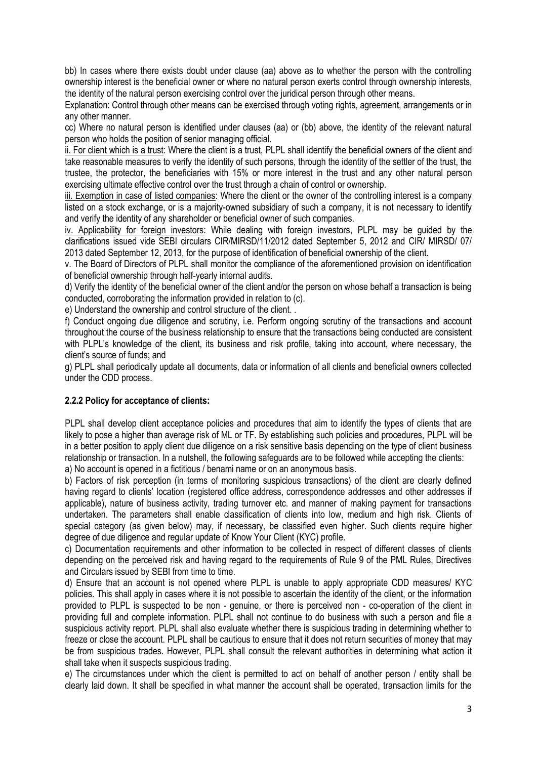bb) In cases where there exists doubt under clause (aa) above as to whether the person with the controlling ownership interest is the beneficial owner or where no natural person exerts control through ownership interests, the identity of the natural person exercising control over the juridical person through other means.

Explanation: Control through other means can be exercised through voting rights, agreement, arrangements or in any other manner.

cc) Where no natural person is identified under clauses (aa) or (bb) above, the identity of the relevant natural person who holds the position of senior managing official.

ii. For client which is a trust: Where the client is a trust, PLPL shall identify the beneficial owners of the client and take reasonable measures to verify the identity of such persons, through the identity of the settler of the trust, the trustee, the protector, the beneficiaries with 15% or more interest in the trust and any other natural person exercising ultimate effective control over the trust through a chain of control or ownership.

iii. Exemption in case of listed companies: Where the client or the owner of the controlling interest is a company listed on a stock exchange, or is a majority-owned subsidiary of such a company, it is not necessary to identify and verify the identity of any shareholder or beneficial owner of such companies.

iv. Applicability for foreign investors: While dealing with foreign investors, PLPL may be guided by the clarifications issued vide SEBI circulars CIR/MIRSD/11/2012 dated September 5, 2012 and CIR/ MIRSD/ 07/ 2013 dated September 12, 2013, for the purpose of identification of beneficial ownership of the client.

v. The Board of Directors of PLPL shall monitor the compliance of the aforementioned provision on identification of beneficial ownership through half-yearly internal audits.

d) Verify the identity of the beneficial owner of the client and/or the person on whose behalf a transaction is being conducted, corroborating the information provided in relation to (c).

e) Understand the ownership and control structure of the client. .

f) Conduct ongoing due diligence and scrutiny, i.e. Perform ongoing scrutiny of the transactions and account throughout the course of the business relationship to ensure that the transactions being conducted are consistent with PLPL's knowledge of the client, its business and risk profile, taking into account, where necessary, the client's source of funds; and

g) PLPL shall periodically update all documents, data or information of all clients and beneficial owners collected under the CDD process.

### 2.2.2 Policy for acceptance of clients:

PLPL shall develop client acceptance policies and procedures that aim to identify the types of clients that are likely to pose a higher than average risk of ML or TF. By establishing such policies and procedures, PLPL will be in a better position to apply client due diligence on a risk sensitive basis depending on the type of client business relationship or transaction. In a nutshell, the following safeguards are to be followed while accepting the clients:

a) No account is opened in a fictitious / benami name or on an anonymous basis.

b) Factors of risk perception (in terms of monitoring suspicious transactions) of the client are clearly defined having regard to clients' location (registered office address, correspondence addresses and other addresses if applicable), nature of business activity, trading turnover etc. and manner of making payment for transactions undertaken. The parameters shall enable classification of clients into low, medium and high risk. Clients of special category (as given below) may, if necessary, be classified even higher. Such clients require higher degree of due diligence and regular update of Know Your Client (KYC) profile.

c) Documentation requirements and other information to be collected in respect of different classes of clients depending on the perceived risk and having regard to the requirements of Rule 9 of the PML Rules, Directives and Circulars issued by SEBI from time to time.

d) Ensure that an account is not opened where PLPL is unable to apply appropriate CDD measures/ KYC policies. This shall apply in cases where it is not possible to ascertain the identity of the client, or the information provided to PLPL is suspected to be non - genuine, or there is perceived non - co-operation of the client in providing full and complete information. PLPL shall not continue to do business with such a person and file a suspicious activity report. PLPL shall also evaluate whether there is suspicious trading in determining whether to freeze or close the account. PLPL shall be cautious to ensure that it does not return securities of money that may be from suspicious trades. However, PLPL shall consult the relevant authorities in determining what action it shall take when it suspects suspicious trading.

e) The circumstances under which the client is permitted to act on behalf of another person / entity shall be clearly laid down. It shall be specified in what manner the account shall be operated, transaction limits for the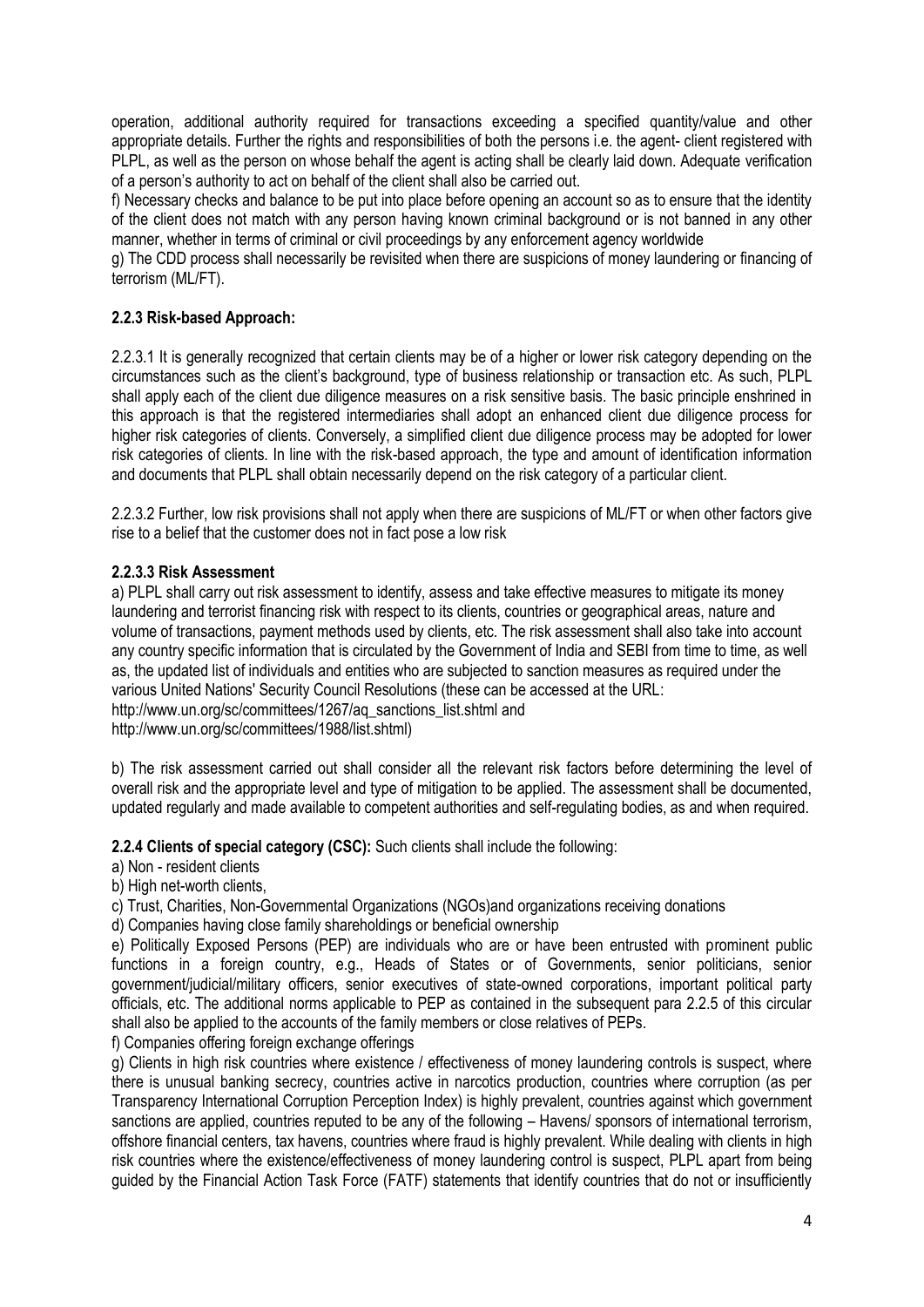operation, additional authority required for transactions exceeding a specified quantity/value and other appropriate details. Further the rights and responsibilities of both the persons i.e. the agent- client registered with PLPL, as well as the person on whose behalf the agent is acting shall be clearly laid down. Adequate verification of a person's authority to act on behalf of the client shall also be carried out.

f) Necessary checks and balance to be put into place before opening an account so as to ensure that the identity of the client does not match with any person having known criminal background or is not banned in any other manner, whether in terms of criminal or civil proceedings by any enforcement agency worldwide

g) The CDD process shall necessarily be revisited when there are suspicions of money laundering or financing of terrorism (ML/FT).

**2.2.3 Risk-based Approach:**

2.2.3.1 It is generally recognized that certain clients may be of a higher or lower risk category depending on the circumstances such as the client's background, type of business relationship or transaction etc. As such, PLPL shall apply each of the client due diligence measures on a risk sensitive basis. The basic principle enshrined in this approach is that the registered intermediaries shall adopt an enhanced client due diligence process for higher risk categories of clients. Conversely, a simplified client due diligence process may be adopted for lower risk categories of clients. In line with the risk-based approach, the type and amount of identification information and documents that PLPL shall obtain necessarily depend on the risk category of a particular client.

2.2.3.2 Further, low risk provisions shall not apply when there are suspicions of ML/FT or when other factors give rise to a belief that the customer does not in fact pose a low risk

**2.2.3.3 Risk Assessment**

a) PLPL shall carry out risk assessment to identify, assess and take effective measures to mitigate its money laundering and terrorist financing risk with respect to its clients, countries or geographical areas, nature and volume of transactions, payment methods used by clients, etc. The risk assessment shall also take into account any country specific information that is circulated by the Government of India and SEBI from time to time, as well as, the updated list of individuals and entities who are subjected to sanction measures as required under the various United Nations' Security Council Resolutions (these can be accessed at the URL: http://www.un.org/sc/committees/1267/aq_sanctions_list.shtml and http://www.un.org/sc/committees/1988/list.shtml)

b) The risk assessment carried out shall consider all the relevant risk factors before determining the level of overall risk and the appropriate level and type of mitigation to be applied. The assessment shall be documented, updated regularly and made available to competent authorities and self-regulating bodies, as and when required.

**2.2.4 Clients of special category (CSC):** Such clients shall include the following:

a) Non - resident clients

b) High net-worth clients,

c) Trust, Charities, Non-Governmental Organizations (NGOs)and organizations receiving donations

d) Companies having close family shareholdings or beneficial ownership

e) Politically Exposed Persons (PEP) are individuals who are or have been entrusted with prominent public functions in a foreign country, e.g., Heads of States or of Governments, senior politicians, senior government/judicial/military officers, senior executives of state-owned corporations, important political party officials, etc. The additional norms applicable to PEP as contained in the subsequent para 2.2.5 of this circular shall also be applied to the accounts of the family members or close relatives of PEPs.

f) Companies offering foreign exchange offerings

g) Clients in high risk countries where existence / effectiveness of money laundering controls is suspect, where there is unusual banking secrecy, countries active in narcotics production, countries where corruption (as per Transparency International Corruption Perception Index) is highly prevalent, countries against which government sanctions are applied, countries reputed to be any of the following – Havens/ sponsors of international terrorism, offshore financial centers, tax havens, countries where fraud is highly prevalent. While dealing with clients in high risk countries where the existence/effectiveness of money laundering control is suspect, PLPL apart from being guided by the Financial Action Task Force (FATF) statements that identify countries that do not or insufficiently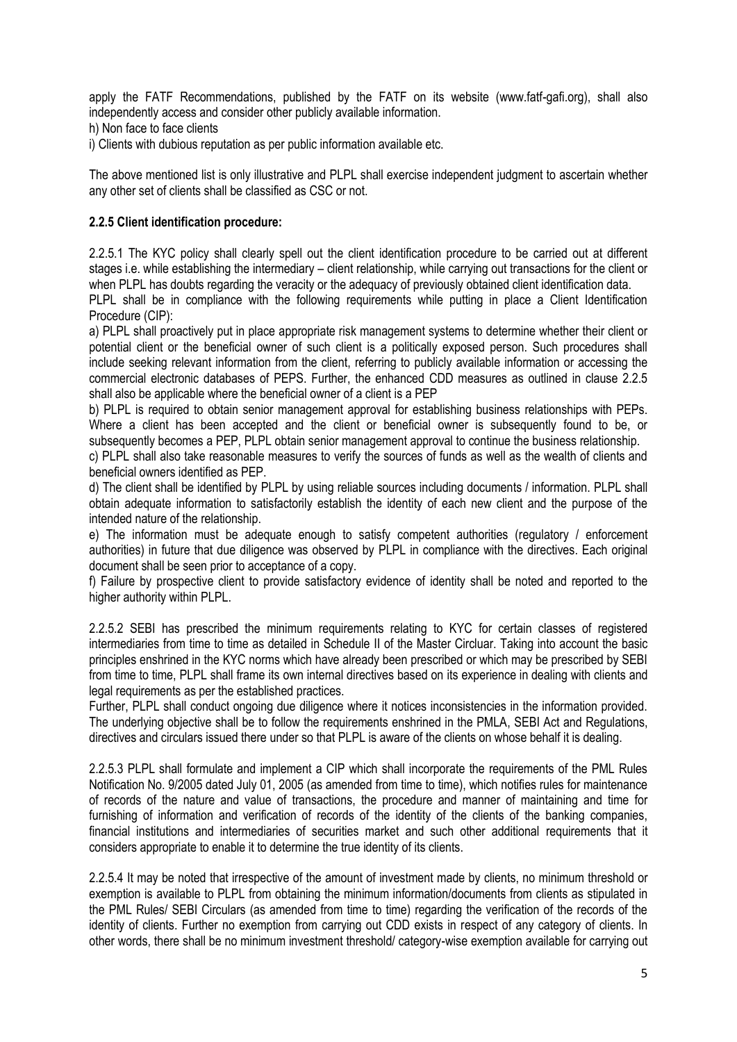apply the FATF Recommendations, published by the FATF on its website (www.fatf-gafi.org), shall also independently access and consider other publicly available information.

h) Non face to face clients

i) Clients with dubious reputation as per public information available etc.

The above mentioned list is only illustrative and PLPL shall exercise independent judgment to ascertain whether any other set of clients shall be classified as CSC or not.

**2.2.5 Client identification procedure:**

2.2.5.1 The KYC policy shall clearly spell out the client identification procedure to be carried out at different stages i.e. while establishing the intermediary – client relationship, while carrying out transactions for the client or when PLPL has doubts regarding the veracity or the adequacy of previously obtained client identification data.

PLPL shall be in compliance with the following requirements while putting in place a Client Identification Procedure (CIP):

a) PLPL shall proactively put in place appropriate risk management systems to determine whether their client or potential client or the beneficial owner of such client is a politically exposed person. Such procedures shall include seeking relevant information from the client, referring to publicly available information or accessing the commercial electronic databases of PEPS. Further, the enhanced CDD measures as outlined in clause 2.2.5 shall also be applicable where the beneficial owner of a client is a PEP

b) PLPL is required to obtain senior management approval for establishing business relationships with PEPs. Where a client has been accepted and the client or beneficial owner is subsequently found to be, or subsequently becomes a PEP, PLPL obtain senior management approval to continue the business relationship.

c) PLPL shall also take reasonable measures to verify the sources of funds as well as the wealth of clients and beneficial owners identified as PEP.

d) The client shall be identified by PLPL by using reliable sources including documents / information. PLPL shall obtain adequate information to satisfactorily establish the identity of each new client and the purpose of the intended nature of the relationship.

e) The information must be adequate enough to satisfy competent authorities (regulatory / enforcement authorities) in future that due diligence was observed by PLPL in compliance with the directives. Each original document shall be seen prior to acceptance of a copy.

f) Failure by prospective client to provide satisfactory evidence of identity shall be noted and reported to the higher authority within PLPL.

2.2.5.2 SEBI has prescribed the minimum requirements relating to KYC for certain classes of registered intermediaries from time to time as detailed in Schedule II of the Master Circluar. Taking into account the basic principles enshrined in the KYC norms which have already been prescribed or which may be prescribed by SEBI from time to time, PLPL shall frame its own internal directives based on its experience in dealing with clients and legal requirements as per the established practices.

Further, PLPL shall conduct ongoing due diligence where it notices inconsistencies in the information provided. The underlying objective shall be to follow the requirements enshrined in the PMLA, SEBI Act and Regulations, directives and circulars issued there under so that PLPL is aware of the clients on whose behalf it is dealing.

2.2.5.3 PLPL shall formulate and implement a CIP which shall incorporate the requirements of the PML Rules Notification No. 9/2005 dated July 01, 2005 (as amended from time to time), which notifies rules for maintenance of records of the nature and value of transactions, the procedure and manner of maintaining and time for furnishing of information and verification of records of the identity of the clients of the banking companies, financial institutions and intermediaries of securities market and such other additional requirements that it considers appropriate to enable it to determine the true identity of its clients.

2.2.5.4 It may be noted that irrespective of the amount of investment made by clients, no minimum threshold or exemption is available to PLPL from obtaining the minimum information/documents from clients as stipulated in the PML Rules/ SEBI Circulars (as amended from time to time) regarding the verification of the records of the identity of clients. Further no exemption from carrying out CDD exists in respect of any category of clients. In other words, there shall be no minimum investment threshold/ category-wise exemption available for carrying out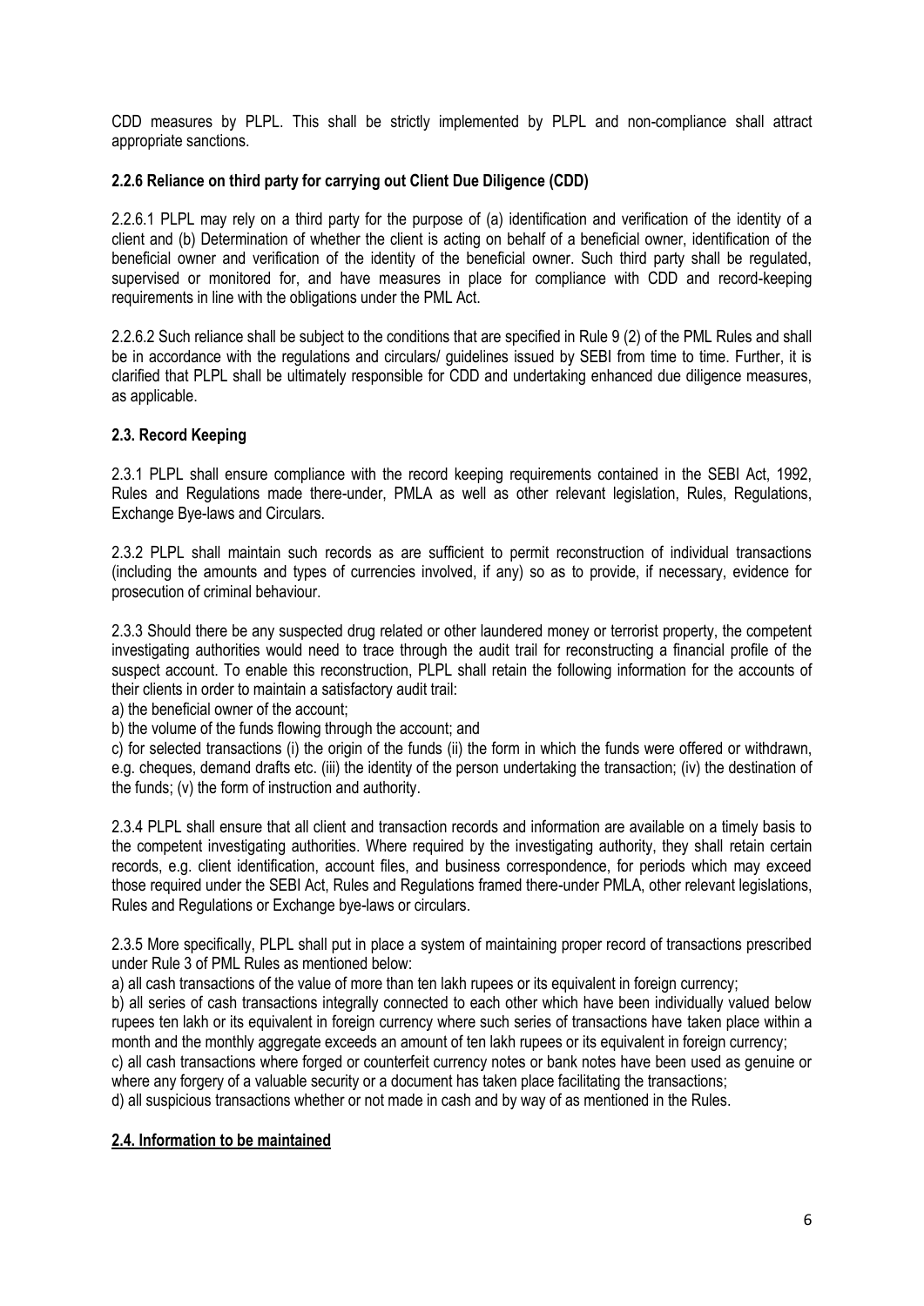CDD measures by PLPL. This shall be strictly implemented by PLPL and non-compliance shall attract appropriate sanctions.

### 2.2.6 Reliance on third party for carrying out Client Due Diligence (CDD)

2.2.6.1 PLPL may rely on a third party for the purpose of (a) identification and verification of the identity of a client and (b) Determination of whether the client is acting on behalf of a beneficial owner, identification of the beneficial owner and verification of the identity of the beneficial owner. Such third party shall be regulated, supervised or monitored for, and have measures in place for compliance with CDD and record-keeping requirements in line with the obligations under the PML Act.

2.2.6.2 Such reliance shall be subject to the conditions that are specified in Rule 9 (2) of the PML Rules and shall be in accordance with the regulations and circulars/ guidelines issued by SEBI from time to time. Further, it is clarified that PLPL shall be ultimately responsible for CDD and undertaking enhanced due diligence measures, as applicable.

## 2.3. Record Keeping

2.3.1 PLPL shall ensure compliance with the record keeping requirements contained in the SEBI Act, 1992, Rules and Regulations made there-under, PMLA as well as other relevant legislation, Rules, Regulations, Exchange Bye-laws and Circulars.

2.3.2 PLPL shall maintain such records as are sufficient to permit reconstruction of individual transactions (including the amounts and types of currencies involved, if any) so as to provide, if necessary, evidence for prosecution of criminal behaviour.

2.3.3 Should there be any suspected drug related or other laundered money or terrorist property, the competent investigating authorities would need to trace through the audit trail for reconstructing a financial profile of the suspect account. To enable this reconstruction, PLPL shall retain the following information for the accounts of their clients in order to maintain a satisfactory audit trail:

a) the beneficial owner of the account;

b) the volume of the funds flowing through the account; and

c) for selected transactions (i) the origin of the funds (ii) the form in which the funds were offered or withdrawn, e.g. cheques, demand drafts etc. (iii) the identity of the person undertaking the transaction; (iv) the destination of the funds; (v) the form of instruction and authority.

2.3.4 PLPL shall ensure that all client and transaction records and information are available on a timely basis to the competent investigating authorities. Where required by the investigating authority, they shall retain certain records, e.g. client identification, account files, and business correspondence, for periods which may exceed those required under the SEBI Act, Rules and Regulations framed there-under PMLA, other relevant legislations, Rules and Regulations or Exchange bye-laws or circulars.

2.3.5 More specifically, PLPL shall put in place a system of maintaining proper record of transactions prescribed under Rule 3 of PML Rules as mentioned below:

a) all cash transactions of the value of more than ten lakh rupees or its equivalent in foreign currency;

b) all series of cash transactions integrally connected to each other which have been individually valued below rupees ten lakh or its equivalent in foreign currency where such series of transactions have taken place within a month and the monthly aggregate exceeds an amount of ten lakh rupees or its equivalent in foreign currency;

c) all cash transactions where forged or counterfeit currency notes or bank notes have been used as genuine or where any forgery of a valuable security or a document has taken place facilitating the transactions;

d) all suspicious transactions whether or not made in cash and by way of as mentioned in the Rules.

## 2.4. Information to be maintained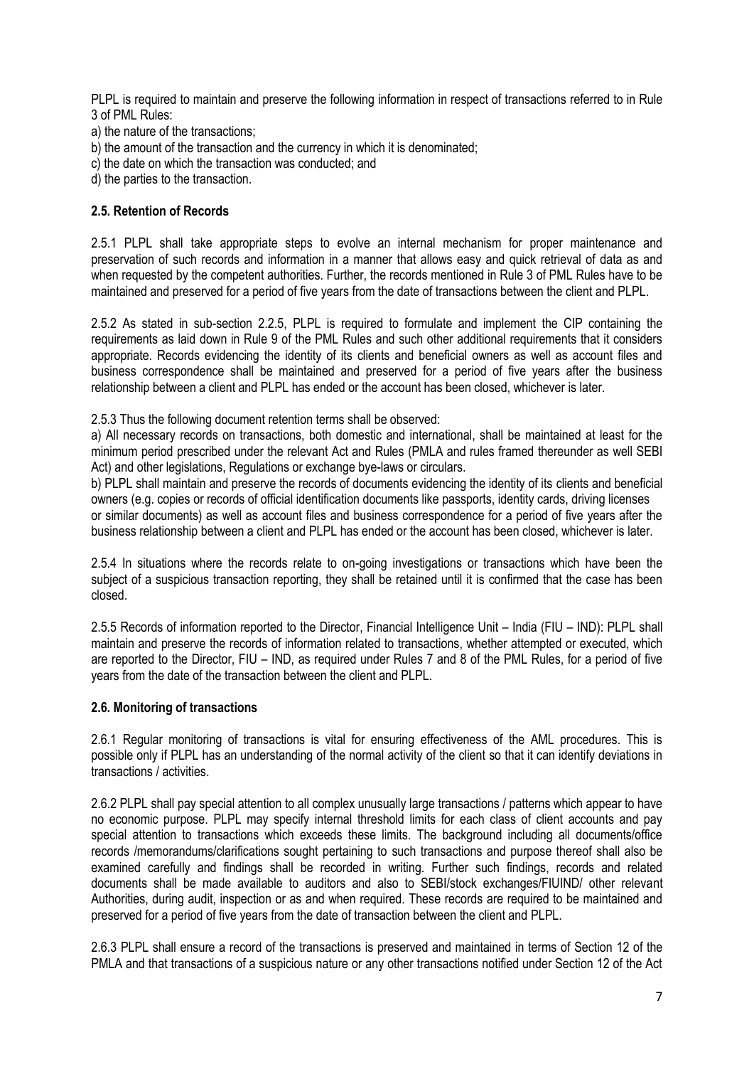PLPL is required to maintain and preserve the following information in respect of transactions referred to in Rule 3 of PML Rules:

a) the nature of the transactions;
b) the amount of the transaction and the currency in which it is denominated;
c) the date on which the transaction was conducted; and
d) the parties to the transaction.

### 2.5. Retention of Records

2.5.1 PLPL shall take appropriate steps to evolve an internal mechanism for proper maintenance and preservation of such records and information in a manner that allows easy and quick retrieval of data as and when requested by the competent authorities. Further, the records mentioned in Rule 3 of PML Rules have to be maintained and preserved for a period of five years from the date of transactions between the client and PLPL.

2.5.2 As stated in sub-section 2.2.5, PLPL is required to formulate and implement the CIP containing the requirements as laid down in Rule 9 of the PML Rules and such other additional requirements that it considers appropriate. Records evidencing the identity of its clients and beneficial owners as well as account files and business correspondence shall be maintained and preserved for a period of five years after the business relationship between a client and PLPL has ended or the account has been closed, whichever is later.

2.5.3 Thus the following document retention terms shall be observed:

a) All necessary records on transactions, both domestic and international, shall be maintained at least for the minimum period prescribed under the relevant Act and Rules (PMLA and rules framed thereunder as well SEBI Act) and other legislations, Regulations or exchange bye-laws or circulars.

b) PLPL shall maintain and preserve the records of documents evidencing the identity of its clients and beneficial owners (e.g. copies or records of official identification documents like passports, identity cards, driving licenses or similar documents) as well as account files and business correspondence for a period of five years after the business relationship between a client and PLPL has ended or the account has been closed, whichever is later.

2.5.4 In situations where the records relate to on-going investigations or transactions which have been the subject of a suspicious transaction reporting, they shall be retained until it is confirmed that the case has been closed.

2.5.5 Records of information reported to the Director, Financial Intelligence Unit – India (FIU – IND): PLPL shall maintain and preserve the records of information related to transactions, whether attempted or executed, which are reported to the Director, FIU – IND, as required under Rules 7 and 8 of the PML Rules, for a period of five years from the date of the transaction between the client and PLPL.

### 2.6. Monitoring of transactions

2.6.1 Regular monitoring of transactions is vital for ensuring effectiveness of the AML procedures. This is possible only if PLPL has an understanding of the normal activity of the client so that it can identify deviations in transactions / activities.

2.6.2 PLPL shall pay special attention to all complex unusually large transactions / patterns which appear to have no economic purpose. PLPL may specify internal threshold limits for each class of client accounts and pay special attention to transactions which exceeds these limits. The background including all documents/office records /memorandums/clarifications sought pertaining to such transactions and purpose thereof shall also be examined carefully and findings shall be recorded in writing. Further such findings, records and related documents shall be made available to auditors and also to SEBI/stock exchanges/FIUIND/ other relevant Authorities, during audit, inspection or as and when required. These records are required to be maintained and preserved for a period of five years from the date of transaction between the client and PLPL.

2.6.3 PLPL shall ensure a record of the transactions is preserved and maintained in terms of Section 12 of the PMLA and that transactions of a suspicious nature or any other transactions notified under Section 12 of the Act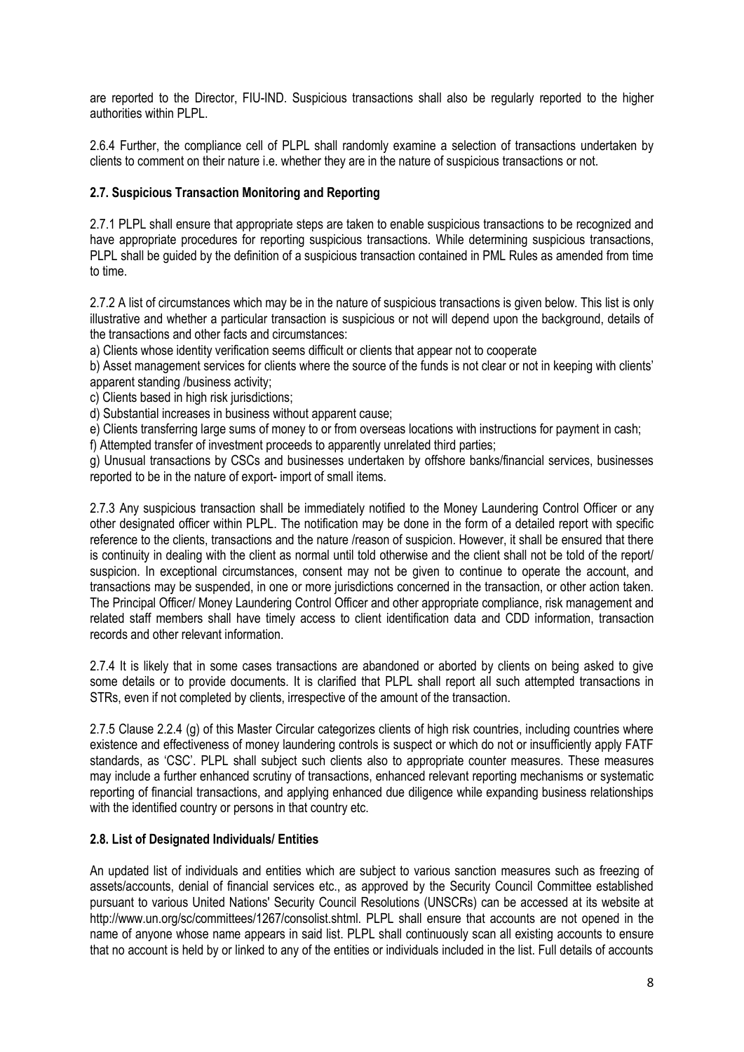are reported to the Director, FIU-IND. Suspicious transactions shall also be regularly reported to the higher authorities within PLPL.

2.6.4 Further, the compliance cell of PLPL shall randomly examine a selection of transactions undertaken by clients to comment on their nature i.e. whether they are in the nature of suspicious transactions or not.

### 2.7. Suspicious Transaction Monitoring and Reporting

2.7.1 PLPL shall ensure that appropriate steps are taken to enable suspicious transactions to be recognized and have appropriate procedures for reporting suspicious transactions. While determining suspicious transactions, PLPL shall be guided by the definition of a suspicious transaction contained in PML Rules as amended from time to time.

2.7.2 A list of circumstances which may be in the nature of suspicious transactions is given below. This list is only illustrative and whether a particular transaction is suspicious or not will depend upon the background, details of the transactions and other facts and circumstances:

a) Clients whose identity verification seems difficult or clients that appear not to cooperate

b) Asset management services for clients where the source of the funds is not clear or not in keeping with clients' apparent standing /business activity;

c) Clients based in high risk jurisdictions;

d) Substantial increases in business without apparent cause;

e) Clients transferring large sums of money to or from overseas locations with instructions for payment in cash;

f) Attempted transfer of investment proceeds to apparently unrelated third parties;

g) Unusual transactions by CSCs and businesses undertaken by offshore banks/financial services, businesses reported to be in the nature of export- import of small items.

2.7.3 Any suspicious transaction shall be immediately notified to the Money Laundering Control Officer or any other designated officer within PLPL. The notification may be done in the form of a detailed report with specific reference to the clients, transactions and the nature /reason of suspicion. However, it shall be ensured that there is continuity in dealing with the client as normal until told otherwise and the client shall not be told of the report/ suspicion. In exceptional circumstances, consent may not be given to continue to operate the account, and transactions may be suspended, in one or more jurisdictions concerned in the transaction, or other action taken. The Principal Officer/ Money Laundering Control Officer and other appropriate compliance, risk management and related staff members shall have timely access to client identification data and CDD information, transaction records and other relevant information.

2.7.4 It is likely that in some cases transactions are abandoned or aborted by clients on being asked to give some details or to provide documents. It is clarified that PLPL shall report all such attempted transactions in STRs, even if not completed by clients, irrespective of the amount of the transaction.

2.7.5 Clause 2.2.4 (g) of this Master Circular categorizes clients of high risk countries, including countries where existence and effectiveness of money laundering controls is suspect or which do not or insufficiently apply FATF standards, as 'CSC'. PLPL shall subject such clients also to appropriate counter measures. These measures may include a further enhanced scrutiny of transactions, enhanced relevant reporting mechanisms or systematic reporting of financial transactions, and applying enhanced due diligence while expanding business relationships with the identified country or persons in that country etc.

### 2.8. List of Designated Individuals/ Entities

An updated list of individuals and entities which are subject to various sanction measures such as freezing of assets/accounts, denial of financial services etc., as approved by the Security Council Committee established pursuant to various United Nations' Security Council Resolutions (UNSCRs) can be accessed at its website at http://www.un.org/sc/committees/1267/consolist.shtml. PLPL shall ensure that accounts are not opened in the name of anyone whose name appears in said list. PLPL shall continuously scan all existing accounts to ensure that no account is held by or linked to any of the entities or individuals included in the list. Full details of accounts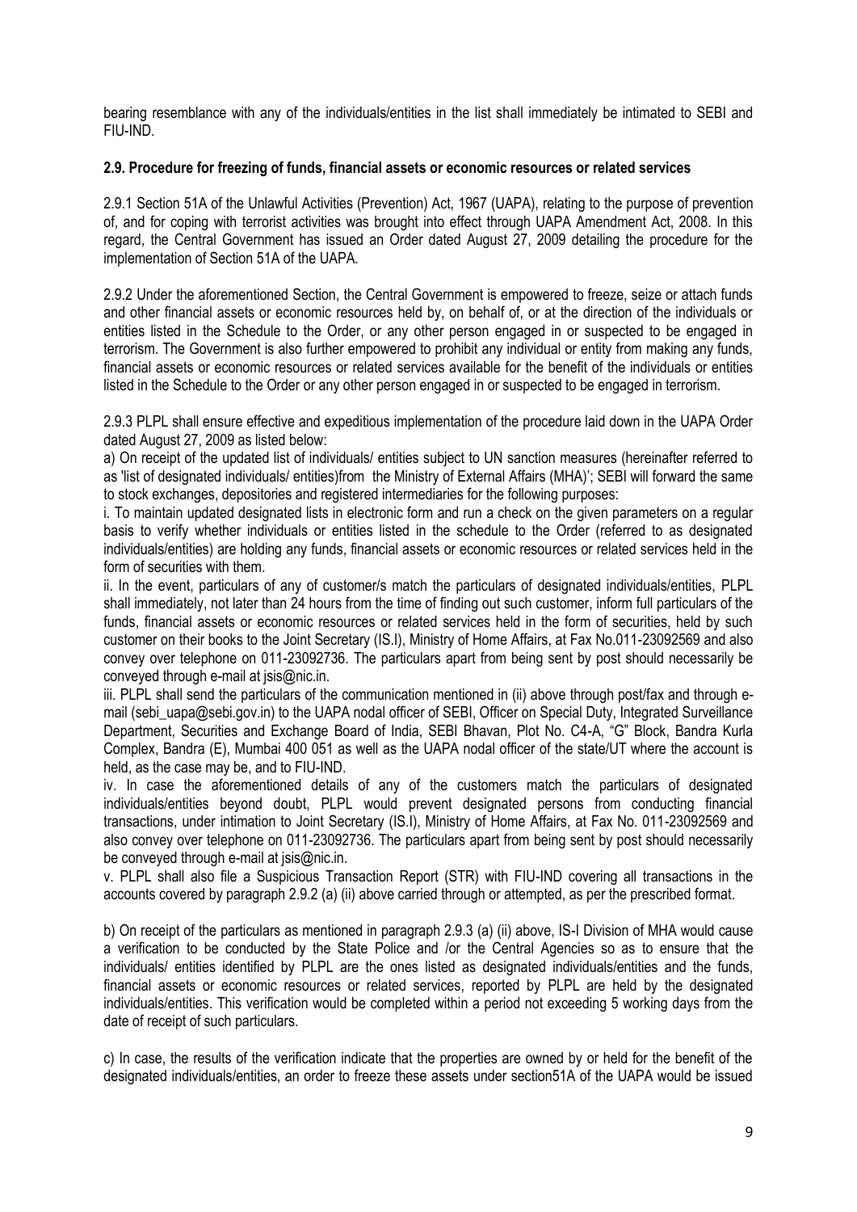bearing resemblance with any of the individuals/entities in the list shall immediately be intimated to SEBI and FIU-IND.

**2.9. Procedure for freezing of funds, financial assets or economic resources or related services**

2.9.1 Section 51A of the Unlawful Activities (Prevention) Act, 1967 (UAPA), relating to the purpose of prevention of, and for coping with terrorist activities was brought into effect through UAPA Amendment Act, 2008. In this regard, the Central Government has issued an Order dated August 27, 2009 detailing the procedure for the implementation of Section 51A of the UAPA.

2.9.2 Under the aforementioned Section, the Central Government is empowered to freeze, seize or attach funds and other financial assets or economic resources held by, on behalf of, or at the direction of the individuals or entities listed in the Schedule to the Order, or any other person engaged in or suspected to be engaged in terrorism. The Government is also further empowered to prohibit any individual or entity from making any funds, financial assets or economic resources or related services available for the benefit of the individuals or entities listed in the Schedule to the Order or any other person engaged in or suspected to be engaged in terrorism.

2.9.3 PLPL shall ensure effective and expeditious implementation of the procedure laid down in the UAPA Order dated August 27, 2009 as listed below:

a) On receipt of the updated list of individuals/ entities subject to UN sanction measures (hereinafter referred to as 'list of designated individuals/ entities)from the Ministry of External Affairs (MHA)'; SEBI will forward the same to stock exchanges, depositories and registered intermediaries for the following purposes:

i. To maintain updated designated lists in electronic form and run a check on the given parameters on a regular basis to verify whether individuals or entities listed in the schedule to the Order (referred to as designated individuals/entities) are holding any funds, financial assets or economic resources or related services held in the form of securities with them.

ii. In the event, particulars of any of customer/s match the particulars of designated individuals/entities, PLPL shall immediately, not later than 24 hours from the time of finding out such customer, inform full particulars of the funds, financial assets or economic resources or related services held in the form of securities, held by such customer on their books to the Joint Secretary (IS.I), Ministry of Home Affairs, at Fax No.011-23092569 and also convey over telephone on 011-23092736. The particulars apart from being sent by post should necessarily be conveyed through e-mail at jsis@nic.in.

iii. PLPL shall send the particulars of the communication mentioned in (ii) above through post/fax and through e-mail (sebi_uapa@sebi.gov.in) to the UAPA nodal officer of SEBI, Officer on Special Duty, Integrated Surveillance Department, Securities and Exchange Board of India, SEBI Bhavan, Plot No. C4-A, "G" Block, Bandra Kurla Complex, Bandra (E), Mumbai 400 051 as well as the UAPA nodal officer of the state/UT where the account is held, as the case may be, and to FIU-IND.

iv. In case the aforementioned details of any of the customers match the particulars of designated individuals/entities beyond doubt, PLPL would prevent designated persons from conducting financial transactions, under intimation to Joint Secretary (IS.I), Ministry of Home Affairs, at Fax No. 011-23092569 and also convey over telephone on 011-23092736. The particulars apart from being sent by post should necessarily be conveyed through e-mail at jsis@nic.in.

v. PLPL shall also file a Suspicious Transaction Report (STR) with FIU-IND covering all transactions in the accounts covered by paragraph 2.9.2 (a) (ii) above carried through or attempted, as per the prescribed format.

b) On receipt of the particulars as mentioned in paragraph 2.9.3 (a) (ii) above, IS-I Division of MHA would cause a verification to be conducted by the State Police and /or the Central Agencies so as to ensure that the individuals/ entities identified by PLPL are the ones listed as designated individuals/entities and the funds, financial assets or economic resources or related services, reported by PLPL are held by the designated individuals/entities. This verification would be completed within a period not exceeding 5 working days from the date of receipt of such particulars.

c) In case, the results of the verification indicate that the properties are owned by or held for the benefit of the designated individuals/entities, an order to freeze these assets under section51A of the UAPA would be issued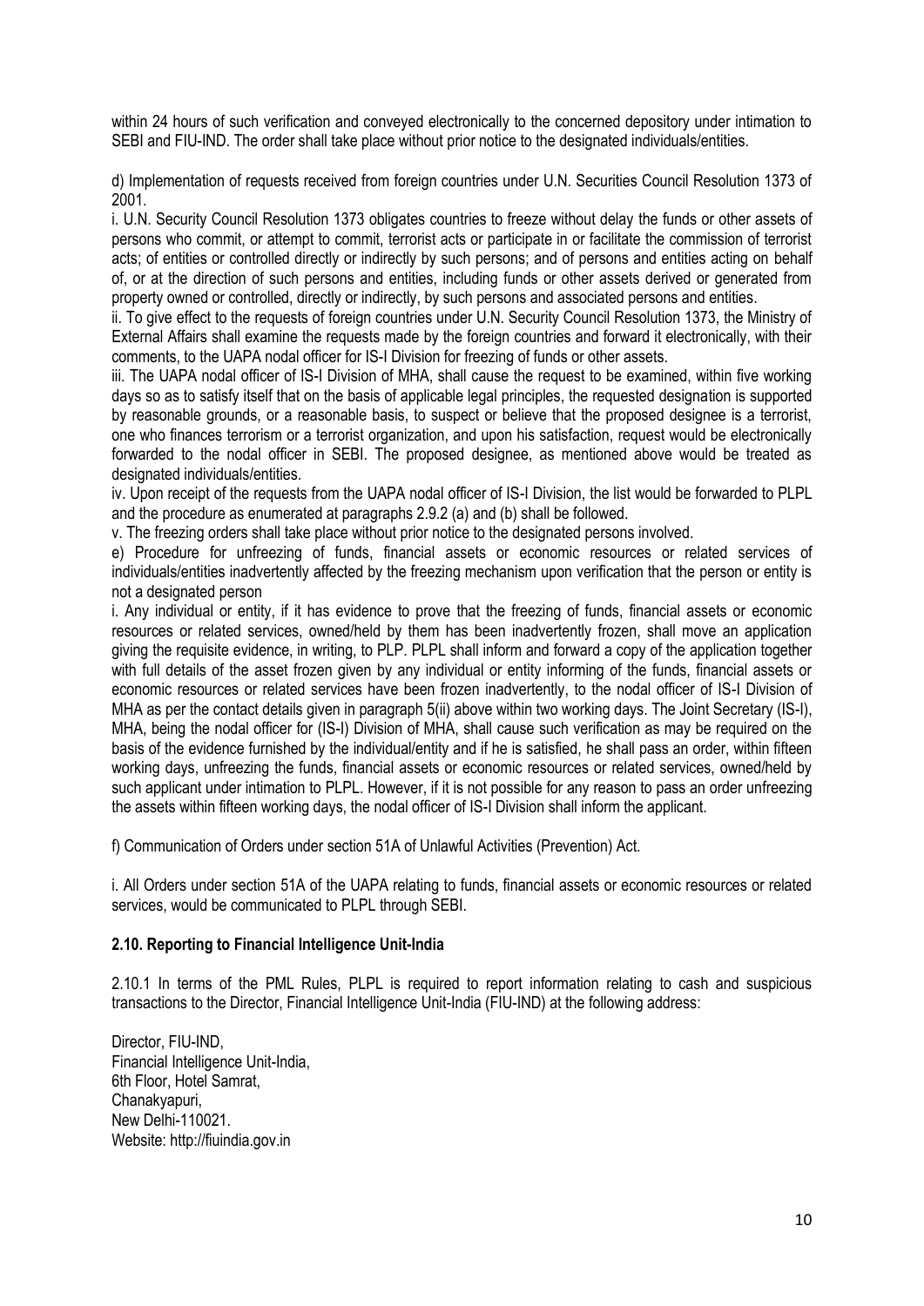within 24 hours of such verification and conveyed electronically to the concerned depository under intimation to SEBI and FIU-IND. The order shall take place without prior notice to the designated individuals/entities.

d) Implementation of requests received from foreign countries under U.N. Securities Council Resolution 1373 of 2001.

i. U.N. Security Council Resolution 1373 obligates countries to freeze without delay the funds or other assets of persons who commit, or attempt to commit, terrorist acts or participate in or facilitate the commission of terrorist acts; of entities or controlled directly or indirectly by such persons; and of persons and entities acting on behalf of, or at the direction of such persons and entities, including funds or other assets derived or generated from property owned or controlled, directly or indirectly, by such persons and associated persons and entities.

ii. To give effect to the requests of foreign countries under U.N. Security Council Resolution 1373, the Ministry of External Affairs shall examine the requests made by the foreign countries and forward it electronically, with their comments, to the UAPA nodal officer for IS-I Division for freezing of funds or other assets.

iii. The UAPA nodal officer of IS-I Division of MHA, shall cause the request to be examined, within five working days so as to satisfy itself that on the basis of applicable legal principles, the requested designation is supported by reasonable grounds, or a reasonable basis, to suspect or believe that the proposed designee is a terrorist, one who finances terrorism or a terrorist organization, and upon his satisfaction, request would be electronically forwarded to the nodal officer in SEBI. The proposed designee, as mentioned above would be treated as designated individuals/entities.

iv. Upon receipt of the requests from the UAPA nodal officer of IS-I Division, the list would be forwarded to PLPL and the procedure as enumerated at paragraphs 2.9.2 (a) and (b) shall be followed.

v. The freezing orders shall take place without prior notice to the designated persons involved.

e) Procedure for unfreezing of funds, financial assets or economic resources or related services of individuals/entities inadvertently affected by the freezing mechanism upon verification that the person or entity is not a designated person

i. Any individual or entity, if it has evidence to prove that the freezing of funds, financial assets or economic resources or related services, owned/held by them has been inadvertently frozen, shall move an application giving the requisite evidence, in writing, to PLP. PLPL shall inform and forward a copy of the application together with full details of the asset frozen given by any individual or entity informing of the funds, financial assets or economic resources or related services have been frozen inadvertently, to the nodal officer of IS-I Division of MHA as per the contact details given in paragraph 5(ii) above within two working days. The Joint Secretary (IS-I), MHA, being the nodal officer for (IS-I) Division of MHA, shall cause such verification as may be required on the basis of the evidence furnished by the individual/entity and if he is satisfied, he shall pass an order, within fifteen working days, unfreezing the funds, financial assets or economic resources or related services, owned/held by such applicant under intimation to PLPL. However, if it is not possible for any reason to pass an order unfreezing the assets within fifteen working days, the nodal officer of IS-I Division shall inform the applicant.

f) Communication of Orders under section 51A of Unlawful Activities (Prevention) Act.

i. All Orders under section 51A of the UAPA relating to funds, financial assets or economic resources or related services, would be communicated to PLPL through SEBI.

**2.10. Reporting to Financial Intelligence Unit-India**

2.10.1 In terms of the PML Rules, PLPL is required to report information relating to cash and suspicious transactions to the Director, Financial Intelligence Unit-India (FIU-IND) at the following address:

Director, FIU-IND,
Financial Intelligence Unit-India,
6th Floor, Hotel Samrat,
Chanakyapuri,
New Delhi-110021.
Website: http://fiuindia.gov.in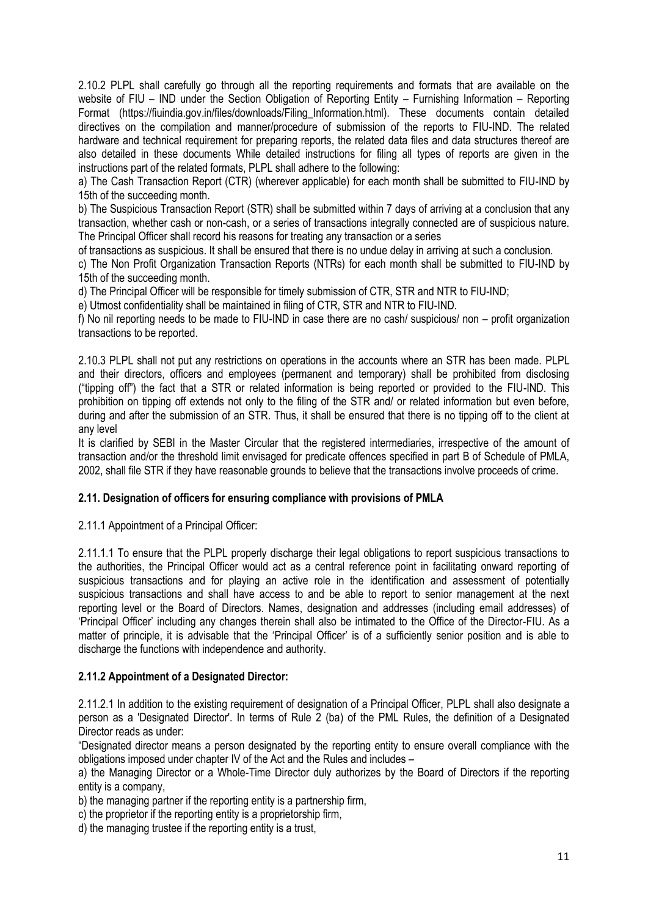2.10.2 PLPL shall carefully go through all the reporting requirements and formats that are available on the website of FIU – IND under the Section Obligation of Reporting Entity – Furnishing Information – Reporting Format (https://fiuindia.gov.in/files/downloads/Filing_Information.html). These documents contain detailed directives on the compilation and manner/procedure of submission of the reports to FIU-IND. The related hardware and technical requirement for preparing reports, the related data files and data structures thereof are also detailed in these documents While detailed instructions for filing all types of reports are given in the instructions part of the related formats, PLPL shall adhere to the following:

a) The Cash Transaction Report (CTR) (wherever applicable) for each month shall be submitted to FIU-IND by 15th of the succeeding month.

b) The Suspicious Transaction Report (STR) shall be submitted within 7 days of arriving at a conclusion that any transaction, whether cash or non-cash, or a series of transactions integrally connected are of suspicious nature. The Principal Officer shall record his reasons for treating any transaction or a series of transactions as suspicious. It shall be ensured that there is no undue delay in arriving at such a conclusion.

c) The Non Profit Organization Transaction Reports (NTRs) for each month shall be submitted to FIU-IND by 15th of the succeeding month.

d) The Principal Officer will be responsible for timely submission of CTR, STR and NTR to FIU-IND;

e) Utmost confidentiality shall be maintained in filing of CTR, STR and NTR to FIU-IND.

f) No nil reporting needs to be made to FIU-IND in case there are no cash/ suspicious/ non – profit organization transactions to be reported.

2.10.3 PLPL shall not put any restrictions on operations in the accounts where an STR has been made. PLPL and their directors, officers and employees (permanent and temporary) shall be prohibited from disclosing ("tipping off") the fact that a STR or related information is being reported or provided to the FIU-IND. This prohibition on tipping off extends not only to the filing of the STR and/ or related information but even before, during and after the submission of an STR. Thus, it shall be ensured that there is no tipping off to the client at any level

It is clarified by SEBI in the Master Circular that the registered intermediaries, irrespective of the amount of transaction and/or the threshold limit envisaged for predicate offences specified in part B of Schedule of PMLA, 2002, shall file STR if they have reasonable grounds to believe that the transactions involve proceeds of crime.

### 2.11. Designation of officers for ensuring compliance with provisions of PMLA

2.11.1 Appointment of a Principal Officer:

2.11.1.1 To ensure that the PLPL properly discharge their legal obligations to report suspicious transactions to the authorities, the Principal Officer would act as a central reference point in facilitating onward reporting of suspicious transactions and for playing an active role in the identification and assessment of potentially suspicious transactions and shall have access to and be able to report to senior management at the next reporting level or the Board of Directors. Names, designation and addresses (including email addresses) of 'Principal Officer' including any changes therein shall also be intimated to the Office of the Director-FIU. As a matter of principle, it is advisable that the 'Principal Officer' is of a sufficiently senior position and is able to discharge the functions with independence and authority.

### 2.11.2 Appointment of a Designated Director:

2.11.2.1 In addition to the existing requirement of designation of a Principal Officer, PLPL shall also designate a person as a 'Designated Director'. In terms of Rule 2 (ba) of the PML Rules, the definition of a Designated Director reads as under:

"Designated director means a person designated by the reporting entity to ensure overall compliance with the obligations imposed under chapter IV of the Act and the Rules and includes –

a) the Managing Director or a Whole-Time Director duly authorizes by the Board of Directors if the reporting entity is a company,

b) the managing partner if the reporting entity is a partnership firm,

c) the proprietor if the reporting entity is a proprietorship firm,

d) the managing trustee if the reporting entity is a trust,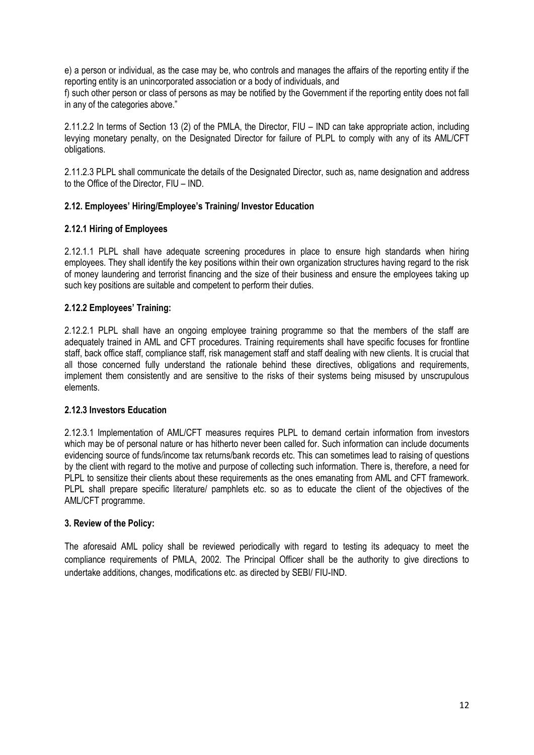e) a person or individual, as the case may be, who controls and manages the affairs of the reporting entity if the reporting entity is an unincorporated association or a body of individuals, and

f) such other person or class of persons as may be notified by the Government if the reporting entity does not fall in any of the categories above."

2.11.2.2 In terms of Section 13 (2) of the PMLA, the Director, FIU – IND can take appropriate action, including levying monetary penalty, on the Designated Director for failure of PLPL to comply with any of its AML/CFT obligations.

2.11.2.3 PLPL shall communicate the details of the Designated Director, such as, name designation and address to the Office of the Director, FIU – IND.

**2.12. Employees' Hiring/Employee's Training/ Investor Education**

**2.12.1 Hiring of Employees**

2.12.1.1 PLPL shall have adequate screening procedures in place to ensure high standards when hiring employees. They shall identify the key positions within their own organization structures having regard to the risk of money laundering and terrorist financing and the size of their business and ensure the employees taking up such key positions are suitable and competent to perform their duties.

**2.12.2 Employees' Training:**

2.12.2.1 PLPL shall have an ongoing employee training programme so that the members of the staff are adequately trained in AML and CFT procedures. Training requirements shall have specific focuses for frontline staff, back office staff, compliance staff, risk management staff and staff dealing with new clients. It is crucial that all those concerned fully understand the rationale behind these directives, obligations and requirements, implement them consistently and are sensitive to the risks of their systems being misused by unscrupulous elements.

**2.12.3 Investors Education**

2.12.3.1 Implementation of AML/CFT measures requires PLPL to demand certain information from investors which may be of personal nature or has hitherto never been called for. Such information can include documents evidencing source of funds/income tax returns/bank records etc. This can sometimes lead to raising of questions by the client with regard to the motive and purpose of collecting such information. There is, therefore, a need for PLPL to sensitize their clients about these requirements as the ones emanating from AML and CFT framework. PLPL shall prepare specific literature/ pamphlets etc. so as to educate the client of the objectives of the AML/CFT programme.

**3. Review of the Policy:**

The aforesaid AML policy shall be reviewed periodically with regard to testing its adequacy to meet the compliance requirements of PMLA, 2002. The Principal Officer shall be the authority to give directions to undertake additions, changes, modifications etc. as directed by SEBI/ FIU-IND.